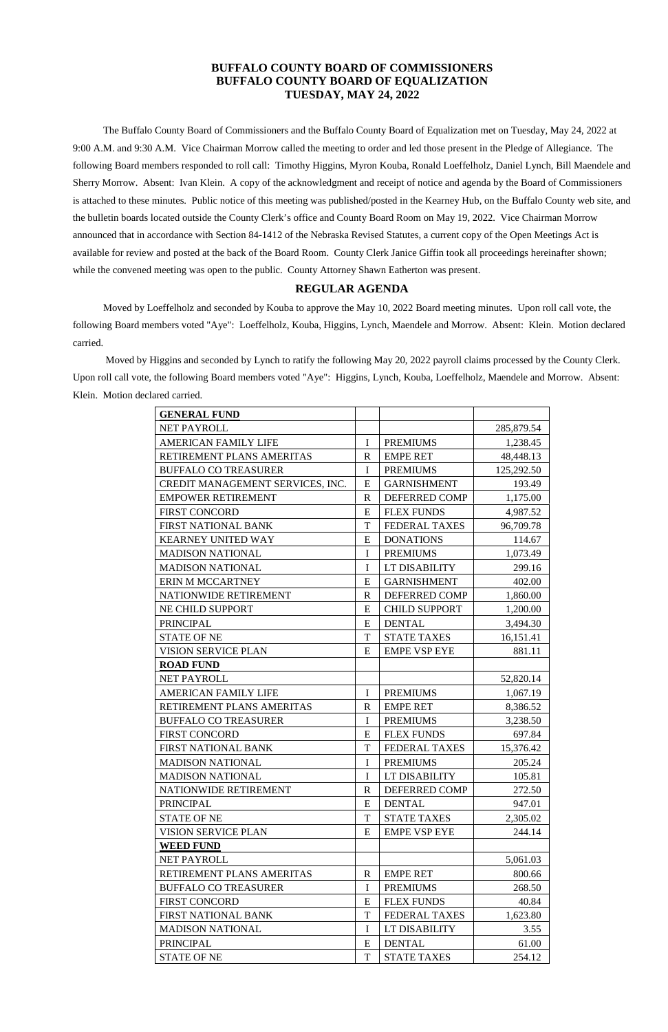# BUFFALO COUNTY BOARD OF COMMISSIONERS
# BUFFALO COUNTY BOARD OF EQUALIZATION
# TUESDAY, MAY 24, 2022

The Buffalo County Board of Commissioners and the Buffalo County Board of Equalization met on Tuesday, May 24, 2022 at 9:00 A.M. and 9:30 A.M. Vice Chairman Morrow called the meeting to order and led those present in the Pledge of Allegiance. The following Board members responded to roll call: Timothy Higgins, Myron Kouba, Ronald Loeffelholz, Daniel Lynch, Bill Maendele and Sherry Morrow. Absent: Ivan Klein. A copy of the acknowledgment and receipt of notice and agenda by the Board of Commissioners is attached to these minutes. Public notice of this meeting was published/posted in the Kearney Hub, on the Buffalo County web site, and the bulletin boards located outside the County Clerk's office and County Board Room on May 19, 2022. Vice Chairman Morrow announced that in accordance with Section 84-1412 of the Nebraska Revised Statutes, a current copy of the Open Meetings Act is available for review and posted at the back of the Board Room. County Clerk Janice Giffin took all proceedings hereinafter shown; while the convened meeting was open to the public. County Attorney Shawn Eatherton was present.

## REGULAR AGENDA

Moved by Loeffelholz and seconded by Kouba to approve the May 10, 2022 Board meeting minutes. Upon roll call vote, the following Board members voted "Aye": Loeffelholz, Kouba, Higgins, Lynch, Maendele and Morrow. Absent: Klein. Motion declared carried.

Moved by Higgins and seconded by Lynch to ratify the following May 20, 2022 payroll claims processed by the County Clerk. Upon roll call vote, the following Board members voted "Aye": Higgins, Lynch, Kouba, Loeffelholz, Maendele and Morrow. Absent: Klein. Motion declared carried.

| **GENERAL FUND** | | | |
|---|---|---|---|
| NET PAYROLL | | | 285,879.54 |
| AMERICAN FAMILY LIFE | I | PREMIUMS | 1,238.45 |
| RETIREMENT PLANS AMERITAS | R | EMPE RET | 48,448.13 |
| BUFFALO CO TREASURER | I | PREMIUMS | 125,292.50 |
| CREDIT MANAGEMENT SERVICES, INC. | E | GARNISHMENT | 193.49 |
| EMPOWER RETIREMENT | R | DEFERRED COMP | 1,175.00 |
| FIRST CONCORD | E | FLEX FUNDS | 4,987.52 |
| FIRST NATIONAL BANK | T | FEDERAL TAXES | 96,709.78 |
| KEARNEY UNITED WAY | E | DONATIONS | 114.67 |
| MADISON NATIONAL | I | PREMIUMS | 1,073.49 |
| MADISON NATIONAL | I | LT DISABILITY | 299.16 |
| ERIN M MCCARTNEY | E | GARNISHMENT | 402.00 |
| NATIONWIDE RETIREMENT | R | DEFERRED COMP | 1,860.00 |
| NE CHILD SUPPORT | E | CHILD SUPPORT | 1,200.00 |
| PRINCIPAL | E | DENTAL | 3,494.30 |
| STATE OF NE | T | STATE TAXES | 16,151.41 |
| VISION SERVICE PLAN | E | EMPE VSP EYE | 881.11 |
| **ROAD FUND** | | | |
| NET PAYROLL | | | 52,820.14 |
| AMERICAN FAMILY LIFE | I | PREMIUMS | 1,067.19 |
| RETIREMENT PLANS AMERITAS | R | EMPE RET | 8,386.52 |
| BUFFALO CO TREASURER | I | PREMIUMS | 3,238.50 |
| FIRST CONCORD | E | FLEX FUNDS | 697.84 |
| FIRST NATIONAL BANK | T | FEDERAL TAXES | 15,376.42 |
| MADISON NATIONAL | I | PREMIUMS | 205.24 |
| MADISON NATIONAL | I | LT DISABILITY | 105.81 |
| NATIONWIDE RETIREMENT | R | DEFERRED COMP | 272.50 |
| PRINCIPAL | E | DENTAL | 947.01 |
| STATE OF NE | T | STATE TAXES | 2,305.02 |
| VISION SERVICE PLAN | E | EMPE VSP EYE | 244.14 |
| **WEED FUND** | | | |
| NET PAYROLL | | | 5,061.03 |
| RETIREMENT PLANS AMERITAS | R | EMPE RET | 800.66 |
| BUFFALO CO TREASURER | I | PREMIUMS | 268.50 |
| FIRST CONCORD | E | FLEX FUNDS | 40.84 |
| FIRST NATIONAL BANK | T | FEDERAL TAXES | 1,623.80 |
| MADISON NATIONAL | I | LT DISABILITY | 3.55 |
| PRINCIPAL | E | DENTAL | 61.00 |
| STATE OF NE | T | STATE TAXES | 254.12 |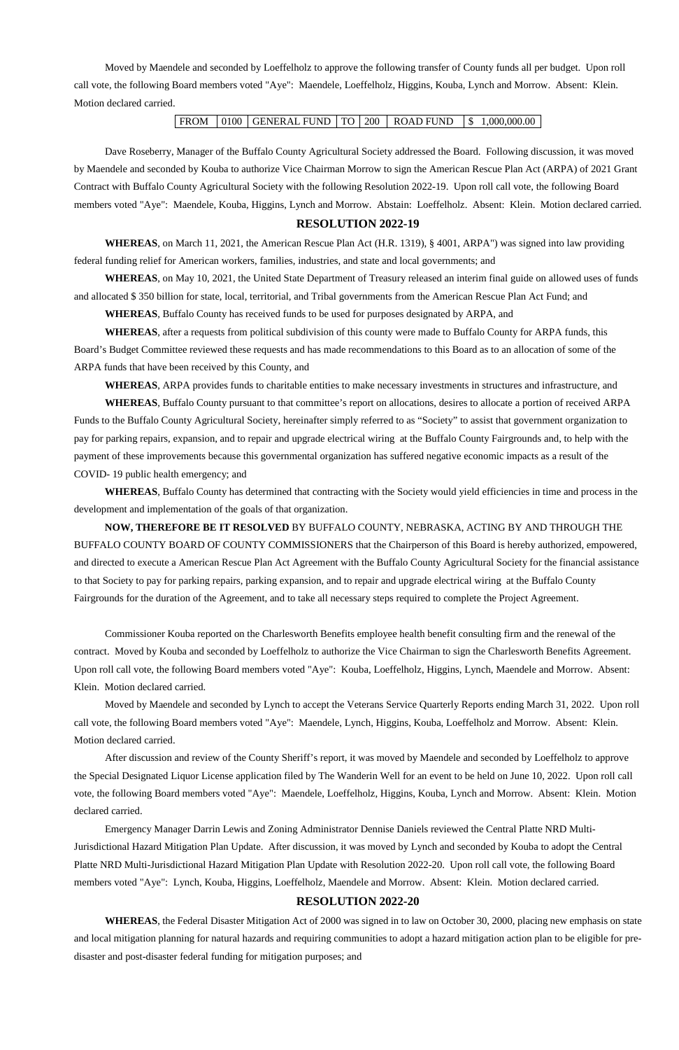Moved by Maendele and seconded by Loeffelholz to approve the following transfer of County funds all per budget. Upon roll call vote, the following Board members voted "Aye": Maendele, Loeffelholz, Higgins, Kouba, Lynch and Morrow. Absent: Klein. Motion declared carried.

| FROM | 0100 | GENERAL FUND | TO | 200 | ROAD FUND | $ 1,000,000.00 |
|---|---|---|---|---|---|---|

Dave Roseberry, Manager of the Buffalo County Agricultural Society addressed the Board. Following discussion, it was moved by Maendele and seconded by Kouba to authorize Vice Chairman Morrow to sign the American Rescue Plan Act (ARPA) of 2021 Grant Contract with Buffalo County Agricultural Society with the following Resolution 2022-19. Upon roll call vote, the following Board members voted "Aye": Maendele, Kouba, Higgins, Lynch and Morrow. Abstain: Loeffelholz. Absent: Klein. Motion declared carried.

## RESOLUTION 2022-19

**WHEREAS**, on March 11, 2021, the American Rescue Plan Act (H.R. 1319), § 4001, ARPA") was signed into law providing federal funding relief for American workers, families, industries, and state and local governments; and

**WHEREAS**, on May 10, 2021, the United State Department of Treasury released an interim final guide on allowed uses of funds and allocated $ 350 billion for state, local, territorial, and Tribal governments from the American Rescue Plan Act Fund; and

**WHEREAS**, Buffalo County has received funds to be used for purposes designated by ARPA, and

**WHEREAS**, after a requests from political subdivision of this county were made to Buffalo County for ARPA funds, this Board's Budget Committee reviewed these requests and has made recommendations to this Board as to an allocation of some of the ARPA funds that have been received by this County, and

**WHEREAS**, ARPA provides funds to charitable entities to make necessary investments in structures and infrastructure, and

**WHEREAS**, Buffalo County pursuant to that committee's report on allocations, desires to allocate a portion of received ARPA Funds to the Buffalo County Agricultural Society, hereinafter simply referred to as "Society" to assist that government organization to pay for parking repairs, expansion, and to repair and upgrade electrical wiring at the Buffalo County Fairgrounds and, to help with the payment of these improvements because this governmental organization has suffered negative economic impacts as a result of the COVID- 19 public health emergency; and

**WHEREAS**, Buffalo County has determined that contracting with the Society would yield efficiencies in time and process in the development and implementation of the goals of that organization.

**NOW, THEREFORE BE IT RESOLVED** BY BUFFALO COUNTY, NEBRASKA, ACTING BY AND THROUGH THE BUFFALO COUNTY BOARD OF COUNTY COMMISSIONERS that the Chairperson of this Board is hereby authorized, empowered, and directed to execute a American Rescue Plan Act Agreement with the Buffalo County Agricultural Society for the financial assistance to that Society to pay for parking repairs, parking expansion, and to repair and upgrade electrical wiring at the Buffalo County Fairgrounds for the duration of the Agreement, and to take all necessary steps required to complete the Project Agreement.

Commissioner Kouba reported on the Charlesworth Benefits employee health benefit consulting firm and the renewal of the contract. Moved by Kouba and seconded by Loeffelholz to authorize the Vice Chairman to sign the Charlesworth Benefits Agreement. Upon roll call vote, the following Board members voted "Aye": Kouba, Loeffelholz, Higgins, Lynch, Maendele and Morrow. Absent: Klein. Motion declared carried.

Moved by Maendele and seconded by Lynch to accept the Veterans Service Quarterly Reports ending March 31, 2022. Upon roll call vote, the following Board members voted "Aye": Maendele, Lynch, Higgins, Kouba, Loeffelholz and Morrow. Absent: Klein. Motion declared carried.

After discussion and review of the County Sheriff's report, it was moved by Maendele and seconded by Loeffelholz to approve the Special Designated Liquor License application filed by The Wanderin Well for an event to be held on June 10, 2022. Upon roll call vote, the following Board members voted "Aye": Maendele, Loeffelholz, Higgins, Kouba, Lynch and Morrow. Absent: Klein. Motion declared carried.

Emergency Manager Darrin Lewis and Zoning Administrator Dennise Daniels reviewed the Central Platte NRD Multi-Jurisdictional Hazard Mitigation Plan Update. After discussion, it was moved by Lynch and seconded by Kouba to adopt the Central Platte NRD Multi-Jurisdictional Hazard Mitigation Plan Update with Resolution 2022-20. Upon roll call vote, the following Board members voted "Aye": Lynch, Kouba, Higgins, Loeffelholz, Maendele and Morrow. Absent: Klein. Motion declared carried.

## RESOLUTION 2022-20

**WHEREAS**, the Federal Disaster Mitigation Act of 2000 was signed in to law on October 30, 2000, placing new emphasis on state and local mitigation planning for natural hazards and requiring communities to adopt a hazard mitigation action plan to be eligible for pre-disaster and post-disaster federal funding for mitigation purposes; and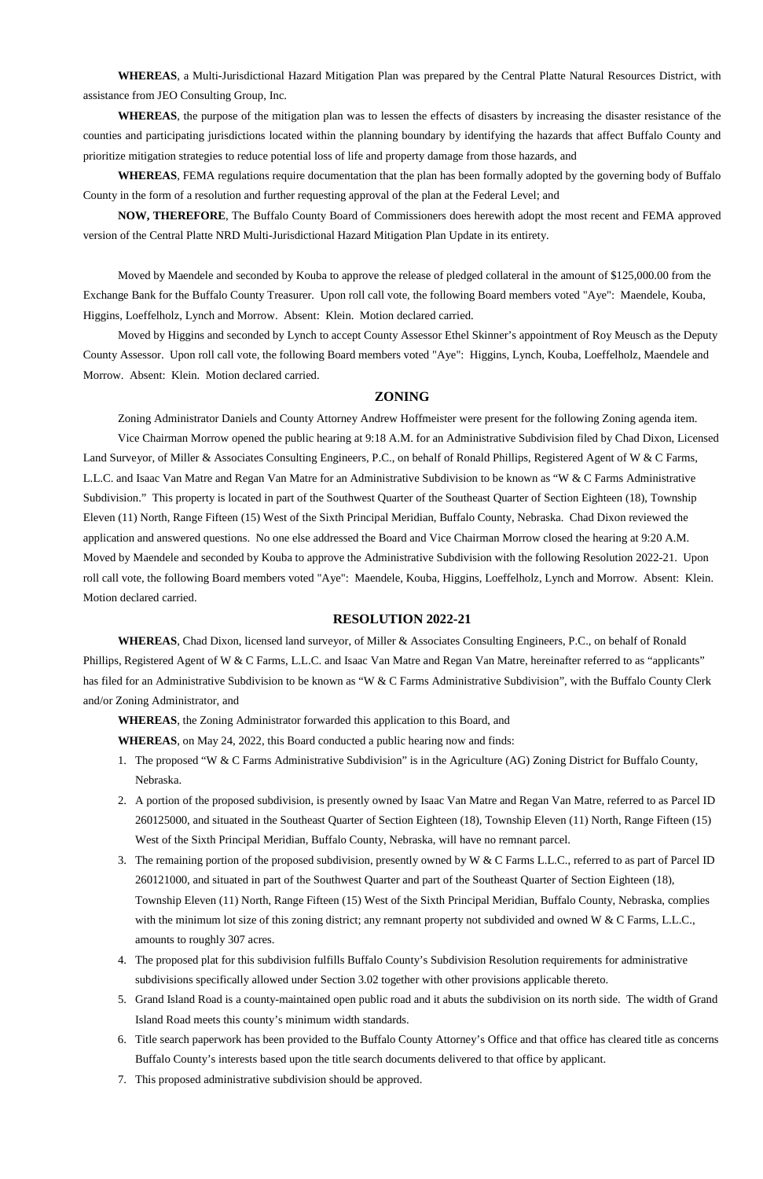**WHEREAS**, a Multi-Jurisdictional Hazard Mitigation Plan was prepared by the Central Platte Natural Resources District, with assistance from JEO Consulting Group, Inc.

**WHEREAS**, the purpose of the mitigation plan was to lessen the effects of disasters by increasing the disaster resistance of the counties and participating jurisdictions located within the planning boundary by identifying the hazards that affect Buffalo County and prioritize mitigation strategies to reduce potential loss of life and property damage from those hazards, and

**WHEREAS**, FEMA regulations require documentation that the plan has been formally adopted by the governing body of Buffalo County in the form of a resolution and further requesting approval of the plan at the Federal Level; and

**NOW, THEREFORE**, The Buffalo County Board of Commissioners does herewith adopt the most recent and FEMA approved version of the Central Platte NRD Multi-Jurisdictional Hazard Mitigation Plan Update in its entirety.

Moved by Maendele and seconded by Kouba to approve the release of pledged collateral in the amount of $125,000.00 from the Exchange Bank for the Buffalo County Treasurer. Upon roll call vote, the following Board members voted "Aye": Maendele, Kouba, Higgins, Loeffelholz, Lynch and Morrow. Absent: Klein. Motion declared carried.

Moved by Higgins and seconded by Lynch to accept County Assessor Ethel Skinner's appointment of Roy Meusch as the Deputy County Assessor. Upon roll call vote, the following Board members voted "Aye": Higgins, Lynch, Kouba, Loeffelholz, Maendele and Morrow. Absent: Klein. Motion declared carried.

## ZONING

Zoning Administrator Daniels and County Attorney Andrew Hoffmeister were present for the following Zoning agenda item.

Vice Chairman Morrow opened the public hearing at 9:18 A.M. for an Administrative Subdivision filed by Chad Dixon, Licensed Land Surveyor, of Miller & Associates Consulting Engineers, P.C., on behalf of Ronald Phillips, Registered Agent of W & C Farms, L.L.C. and Isaac Van Matre and Regan Van Matre for an Administrative Subdivision to be known as "W & C Farms Administrative Subdivision." This property is located in part of the Southwest Quarter of the Southeast Quarter of Section Eighteen (18), Township Eleven (11) North, Range Fifteen (15) West of the Sixth Principal Meridian, Buffalo County, Nebraska. Chad Dixon reviewed the application and answered questions. No one else addressed the Board and Vice Chairman Morrow closed the hearing at 9:20 A.M. Moved by Maendele and seconded by Kouba to approve the Administrative Subdivision with the following Resolution 2022-21. Upon roll call vote, the following Board members voted "Aye": Maendele, Kouba, Higgins, Loeffelholz, Lynch and Morrow. Absent: Klein. Motion declared carried.

## RESOLUTION 2022-21

**WHEREAS**, Chad Dixon, licensed land surveyor, of Miller & Associates Consulting Engineers, P.C., on behalf of Ronald Phillips, Registered Agent of W & C Farms, L.L.C. and Isaac Van Matre and Regan Van Matre, hereinafter referred to as "applicants" has filed for an Administrative Subdivision to be known as "W & C Farms Administrative Subdivision", with the Buffalo County Clerk and/or Zoning Administrator, and

**WHEREAS**, the Zoning Administrator forwarded this application to this Board, and

**WHEREAS**, on May 24, 2022, this Board conducted a public hearing now and finds:

1. The proposed "W & C Farms Administrative Subdivision" is in the Agriculture (AG) Zoning District for Buffalo County, Nebraska.
2. A portion of the proposed subdivision, is presently owned by Isaac Van Matre and Regan Van Matre, referred to as Parcel ID 260125000, and situated in the Southeast Quarter of Section Eighteen (18), Township Eleven (11) North, Range Fifteen (15) West of the Sixth Principal Meridian, Buffalo County, Nebraska, will have no remnant parcel.
3. The remaining portion of the proposed subdivision, presently owned by W & C Farms L.L.C., referred to as part of Parcel ID 260121000, and situated in part of the Southwest Quarter and part of the Southeast Quarter of Section Eighteen (18), Township Eleven (11) North, Range Fifteen (15) West of the Sixth Principal Meridian, Buffalo County, Nebraska, complies with the minimum lot size of this zoning district; any remnant property not subdivided and owned W & C Farms, L.L.C., amounts to roughly 307 acres.
4. The proposed plat for this subdivision fulfills Buffalo County's Subdivision Resolution requirements for administrative subdivisions specifically allowed under Section 3.02 together with other provisions applicable thereto.
5. Grand Island Road is a county-maintained open public road and it abuts the subdivision on its north side. The width of Grand Island Road meets this county's minimum width standards.
6. Title search paperwork has been provided to the Buffalo County Attorney's Office and that office has cleared title as concerns Buffalo County's interests based upon the title search documents delivered to that office by applicant.
7. This proposed administrative subdivision should be approved.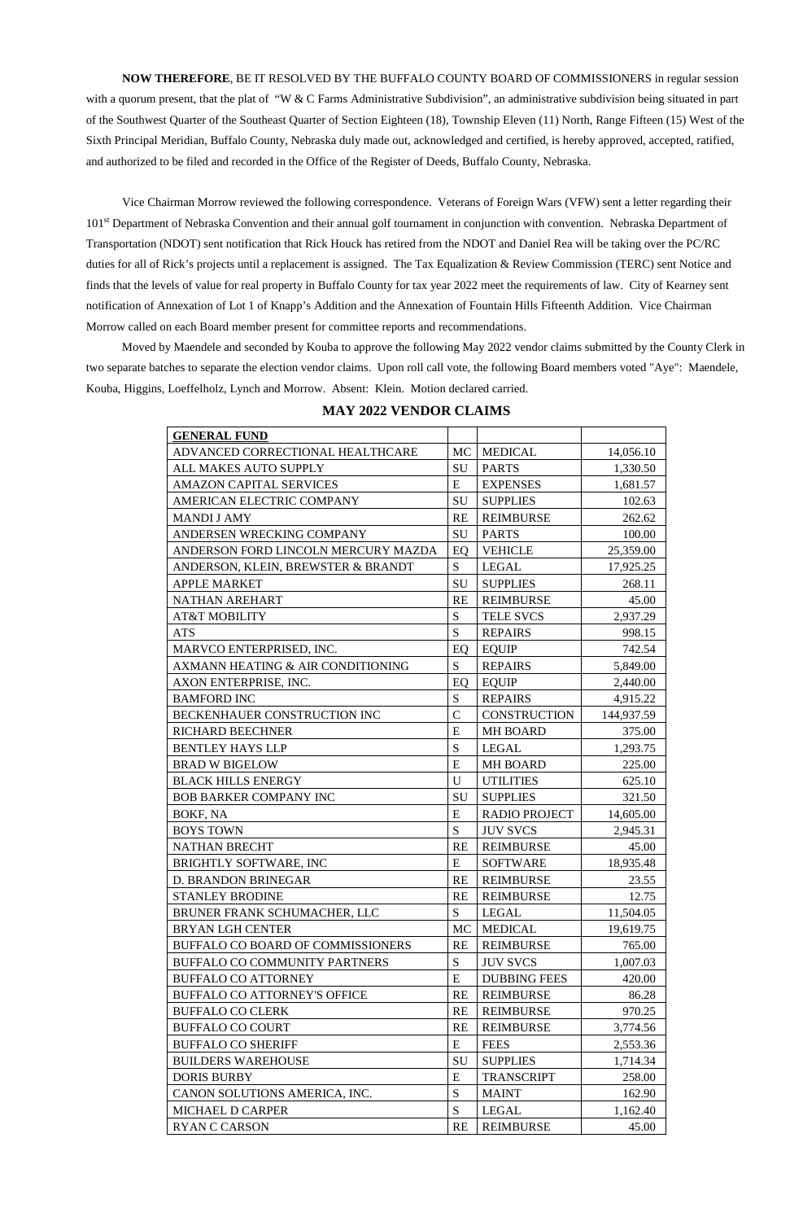**NOW THEREFORE**, BE IT RESOLVED BY THE BUFFALO COUNTY BOARD OF COMMISSIONERS in regular session with a quorum present, that the plat of "W & C Farms Administrative Subdivision", an administrative subdivision being situated in part of the Southwest Quarter of the Southeast Quarter of Section Eighteen (18), Township Eleven (11) North, Range Fifteen (15) West of the Sixth Principal Meridian, Buffalo County, Nebraska duly made out, acknowledged and certified, is hereby approved, accepted, ratified, and authorized to be filed and recorded in the Office of the Register of Deeds, Buffalo County, Nebraska.

Vice Chairman Morrow reviewed the following correspondence. Veterans of Foreign Wars (VFW) sent a letter regarding their 101st Department of Nebraska Convention and their annual golf tournament in conjunction with convention. Nebraska Department of Transportation (NDOT) sent notification that Rick Houck has retired from the NDOT and Daniel Rea will be taking over the PC/RC duties for all of Rick's projects until a replacement is assigned. The Tax Equalization & Review Commission (TERC) sent Notice and finds that the levels of value for real property in Buffalo County for tax year 2022 meet the requirements of law. City of Kearney sent notification of Annexation of Lot 1 of Knapp's Addition and the Annexation of Fountain Hills Fifteenth Addition. Vice Chairman Morrow called on each Board member present for committee reports and recommendations.

Moved by Maendele and seconded by Kouba to approve the following May 2022 vendor claims submitted by the County Clerk in two separate batches to separate the election vendor claims. Upon roll call vote, the following Board members voted "Aye": Maendele, Kouba, Higgins, Loeffelholz, Lynch and Morrow. Absent: Klein. Motion declared carried.

## MAY 2022 VENDOR CLAIMS

| **GENERAL FUND** | | | |
|---|---|---|---|
| ADVANCED CORRECTIONAL HEALTHCARE | MC | MEDICAL | 14,056.10 |
| ALL MAKES AUTO SUPPLY | SU | PARTS | 1,330.50 |
| AMAZON CAPITAL SERVICES | E | EXPENSES | 1,681.57 |
| AMERICAN ELECTRIC COMPANY | SU | SUPPLIES | 102.63 |
| MANDI J AMY | RE | REIMBURSE | 262.62 |
| ANDERSEN WRECKING COMPANY | SU | PARTS | 100.00 |
| ANDERSON FORD LINCOLN MERCURY MAZDA | EQ | VEHICLE | 25,359.00 |
| ANDERSON, KLEIN, BREWSTER & BRANDT | S | LEGAL | 17,925.25 |
| APPLE MARKET | SU | SUPPLIES | 268.11 |
| NATHAN AREHART | RE | REIMBURSE | 45.00 |
| AT&T MOBILITY | S | TELE SVCS | 2,937.29 |
| ATS | S | REPAIRS | 998.15 |
| MARVCO ENTERPRISED, INC. | EQ | EQUIP | 742.54 |
| AXMANN HEATING & AIR CONDITIONING | S | REPAIRS | 5,849.00 |
| AXON ENTERPRISE, INC. | EQ | EQUIP | 2,440.00 |
| BAMFORD INC | S | REPAIRS | 4,915.22 |
| BECKENHAUER CONSTRUCTION INC | C | CONSTRUCTION | 144,937.59 |
| RICHARD BEECHNER | E | MH BOARD | 375.00 |
| BENTLEY HAYS LLP | S | LEGAL | 1,293.75 |
| BRAD W BIGELOW | E | MH BOARD | 225.00 |
| BLACK HILLS ENERGY | U | UTILITIES | 625.10 |
| BOB BARKER COMPANY INC | SU | SUPPLIES | 321.50 |
| BOKF, NA | E | RADIO PROJECT | 14,605.00 |
| BOYS TOWN | S | JUV SVCS | 2,945.31 |
| NATHAN BRECHT | RE | REIMBURSE | 45.00 |
| BRIGHTLY SOFTWARE, INC | E | SOFTWARE | 18,935.48 |
| D. BRANDON BRINEGAR | RE | REIMBURSE | 23.55 |
| STANLEY BRODINE | RE | REIMBURSE | 12.75 |
| BRUNER FRANK SCHUMACHER, LLC | S | LEGAL | 11,504.05 |
| BRYAN LGH CENTER | MC | MEDICAL | 19,619.75 |
| BUFFALO CO BOARD OF COMMISSIONERS | RE | REIMBURSE | 765.00 |
| BUFFALO CO COMMUNITY PARTNERS | S | JUV SVCS | 1,007.03 |
| BUFFALO CO ATTORNEY | E | DUBBING FEES | 420.00 |
| BUFFALO CO ATTORNEY'S OFFICE | RE | REIMBURSE | 86.28 |
| BUFFALO CO CLERK | RE | REIMBURSE | 970.25 |
| BUFFALO CO COURT | RE | REIMBURSE | 3,774.56 |
| BUFFALO CO SHERIFF | E | FEES | 2,553.36 |
| BUILDERS WAREHOUSE | SU | SUPPLIES | 1,714.34 |
| DORIS BURBY | E | TRANSCRIPT | 258.00 |
| CANON SOLUTIONS AMERICA, INC. | S | MAINT | 162.90 |
| MICHAEL D CARPER | S | LEGAL | 1,162.40 |
| RYAN C CARSON | RE | REIMBURSE | 45.00 |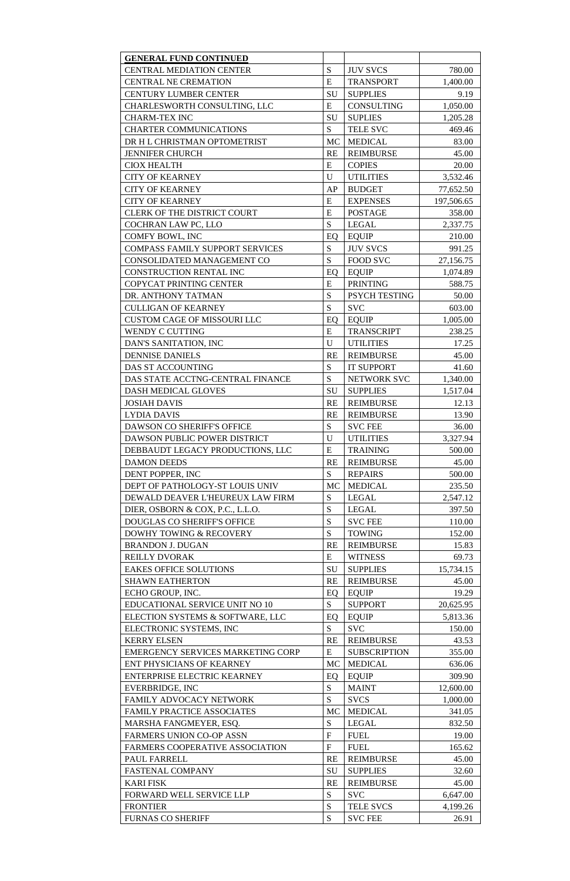| GENERAL FUND CONTINUED | | | |
|---|---|---|---|
| CENTRAL MEDIATION CENTER | S | JUV SVCS | 780.00 |
| CENTRAL NE CREMATION | E | TRANSPORT | 1,400.00 |
| CENTURY LUMBER CENTER | SU | SUPPLIES | 9.19 |
| CHARLESWORTH CONSULTING, LLC | E | CONSULTING | 1,050.00 |
| CHARM-TEX INC | SU | SUPLIES | 1,205.28 |
| CHARTER COMMUNICATIONS | S | TELE SVC | 469.46 |
| DR H L CHRISTMAN OPTOMETRIST | MC | MEDICAL | 83.00 |
| JENNIFER CHURCH | RE | REIMBURSE | 45.00 |
| CIOX HEALTH | E | COPIES | 20.00 |
| CITY OF KEARNEY | U | UTILITIES | 3,532.46 |
| CITY OF KEARNEY | AP | BUDGET | 77,652.50 |
| CITY OF KEARNEY | E | EXPENSES | 197,506.65 |
| CLERK OF THE DISTRICT COURT | E | POSTAGE | 358.00 |
| COCHRAN LAW PC, LLO | S | LEGAL | 2,337.75 |
| COMFY BOWL, INC | EQ | EQUIP | 210.00 |
| COMPASS FAMILY SUPPORT SERVICES | S | JUV SVCS | 991.25 |
| CONSOLIDATED MANAGEMENT CO | S | FOOD SVC | 27,156.75 |
| CONSTRUCTION RENTAL INC | EQ | EQUIP | 1,074.89 |
| COPYCAT PRINTING CENTER | E | PRINTING | 588.75 |
| DR. ANTHONY TATMAN | S | PSYCH TESTING | 50.00 |
| CULLIGAN OF KEARNEY | S | SVC | 603.00 |
| CUSTOM CAGE OF MISSOURI LLC | EQ | EQUIP | 1,005.00 |
| WENDY C CUTTING | E | TRANSCRIPT | 238.25 |
| DAN'S SANITATION, INC | U | UTILITIES | 17.25 |
| DENNISE DANIELS | RE | REIMBURSE | 45.00 |
| DAS ST ACCOUNTING | S | IT SUPPORT | 41.60 |
| DAS STATE ACCTNG-CENTRAL FINANCE | S | NETWORK SVC | 1,340.00 |
| DASH MEDICAL GLOVES | SU | SUPPLIES | 1,517.04 |
| JOSIAH DAVIS | RE | REIMBURSE | 12.13 |
| LYDIA DAVIS | RE | REIMBURSE | 13.90 |
| DAWSON CO SHERIFF'S OFFICE | S | SVC FEE | 36.00 |
| DAWSON PUBLIC POWER DISTRICT | U | UTILITIES | 3,327.94 |
| DEBBAUDT LEGACY PRODUCTIONS, LLC | E | TRAINING | 500.00 |
| DAMON DEEDS | RE | REIMBURSE | 45.00 |
| DENT POPPER, INC | S | REPAIRS | 500.00 |
| DEPT OF PATHOLOGY-ST LOUIS UNIV | MC | MEDICAL | 235.50 |
| DEWALD DEAVER L'HEUREUX LAW FIRM | S | LEGAL | 2,547.12 |
| DIER, OSBORN & COX, P.C., L.L.O. | S | LEGAL | 397.50 |
| DOUGLAS CO SHERIFF'S OFFICE | S | SVC FEE | 110.00 |
| DOWHY TOWING & RECOVERY | S | TOWING | 152.00 |
| BRANDON J. DUGAN | RE | REIMBURSE | 15.83 |
| REILLY DVORAK | E | WITNESS | 69.73 |
| EAKES OFFICE SOLUTIONS | SU | SUPPLIES | 15,734.15 |
| SHAWN EATHERTON | RE | REIMBURSE | 45.00 |
| ECHO GROUP, INC. | EQ | EQUIP | 19.29 |
| EDUCATIONAL SERVICE UNIT NO 10 | S | SUPPORT | 20,625.95 |
| ELECTION SYSTEMS & SOFTWARE, LLC | EQ | EQUIP | 5,813.36 |
| ELECTRONIC SYSTEMS, INC | S | SVC | 150.00 |
| KERRY ELSEN | RE | REIMBURSE | 43.53 |
| EMERGENCY SERVICES MARKETING CORP | E | SUBSCRIPTION | 355.00 |
| ENT PHYSICIANS OF KEARNEY | MC | MEDICAL | 636.06 |
| ENTERPRISE ELECTRIC KEARNEY | EQ | EQUIP | 309.90 |
| EVERBRIDGE, INC | S | MAINT | 12,600.00 |
| FAMILY ADVOCACY NETWORK | S | SVCS | 1,000.00 |
| FAMILY PRACTICE ASSOCIATES | MC | MEDICAL | 341.05 |
| MARSHA FANGMEYER, ESQ. | S | LEGAL | 832.50 |
| FARMERS UNION CO-OP ASSN | F | FUEL | 19.00 |
| FARMERS COOPERATIVE ASSOCIATION | F | FUEL | 165.62 |
| PAUL FARRELL | RE | REIMBURSE | 45.00 |
| FASTENAL COMPANY | SU | SUPPLIES | 32.60 |
| KARI FISK | RE | REIMBURSE | 45.00 |
| FORWARD WELL SERVICE LLP | S | SVC | 6,647.00 |
| FRONTIER | S | TELE SVCS | 4,199.26 |
| FURNAS CO SHERIFF | S | SVC FEE | 26.91 |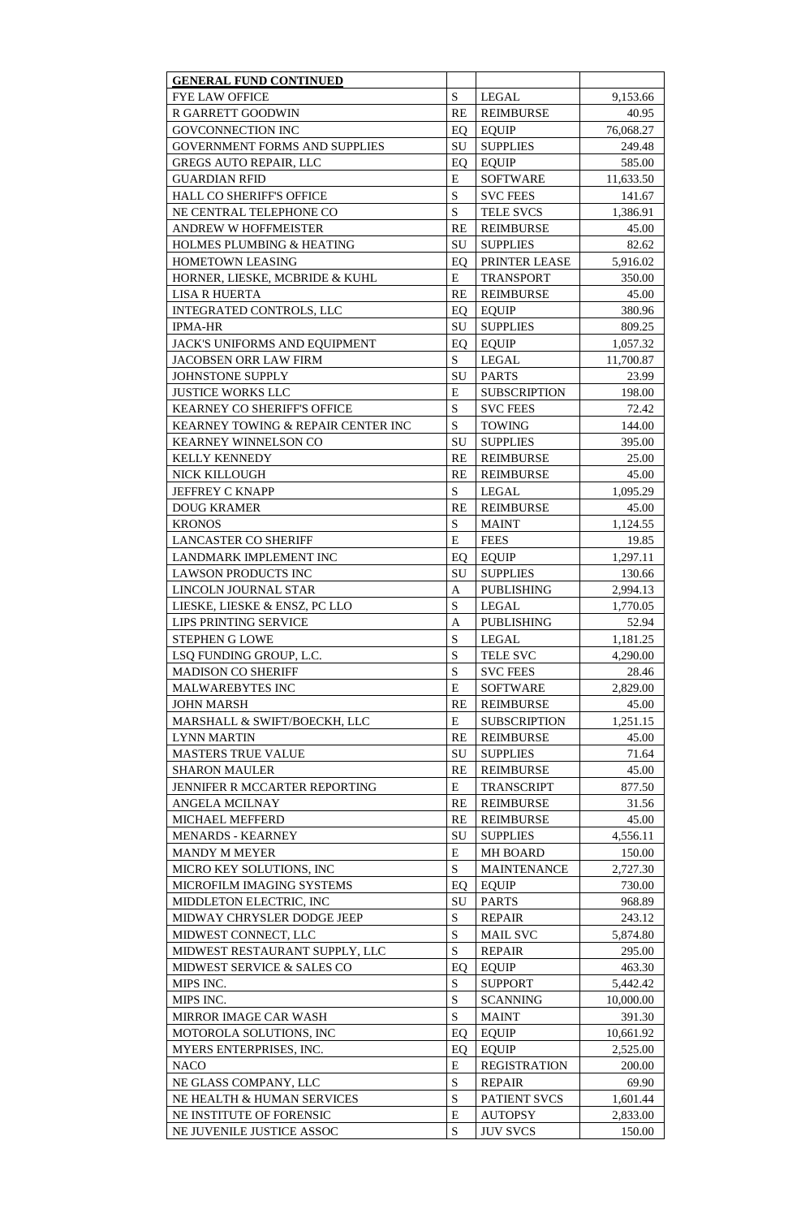| GENERAL FUND CONTINUED | | | |
|---|---|---|---|
| FYE LAW OFFICE | S | LEGAL | 9,153.66 |
| R GARRETT GOODWIN | RE | REIMBURSE | 40.95 |
| GOVCONNECTION INC | EQ | EQUIP | 76,068.27 |
| GOVERNMENT FORMS AND SUPPLIES | SU | SUPPLIES | 249.48 |
| GREGS AUTO REPAIR, LLC | EQ | EQUIP | 585.00 |
| GUARDIAN RFID | E | SOFTWARE | 11,633.50 |
| HALL CO SHERIFF'S OFFICE | S | SVC FEES | 141.67 |
| NE CENTRAL TELEPHONE CO | S | TELE SVCS | 1,386.91 |
| ANDREW W HOFFMEISTER | RE | REIMBURSE | 45.00 |
| HOLMES PLUMBING & HEATING | SU | SUPPLIES | 82.62 |
| HOMETOWN LEASING | EQ | PRINTER LEASE | 5,916.02 |
| HORNER, LIESKE, MCBRIDE & KUHL | E | TRANSPORT | 350.00 |
| LISA R HUERTA | RE | REIMBURSE | 45.00 |
| INTEGRATED CONTROLS, LLC | EQ | EQUIP | 380.96 |
| IPMA-HR | SU | SUPPLIES | 809.25 |
| JACK'S UNIFORMS AND EQUIPMENT | EQ | EQUIP | 1,057.32 |
| JACOBSEN ORR LAW FIRM | S | LEGAL | 11,700.87 |
| JOHNSTONE SUPPLY | SU | PARTS | 23.99 |
| JUSTICE WORKS LLC | E | SUBSCRIPTION | 198.00 |
| KEARNEY CO SHERIFF'S OFFICE | S | SVC FEES | 72.42 |
| KEARNEY TOWING & REPAIR CENTER INC | S | TOWING | 144.00 |
| KEARNEY WINNELSON CO | SU | SUPPLIES | 395.00 |
| KELLY KENNEDY | RE | REIMBURSE | 25.00 |
| NICK KILLOUGH | RE | REIMBURSE | 45.00 |
| JEFFREY C KNAPP | S | LEGAL | 1,095.29 |
| DOUG KRAMER | RE | REIMBURSE | 45.00 |
| KRONOS | S | MAINT | 1,124.55 |
| LANCASTER CO SHERIFF | E | FEES | 19.85 |
| LANDMARK IMPLEMENT INC | EQ | EQUIP | 1,297.11 |
| LAWSON PRODUCTS INC | SU | SUPPLIES | 130.66 |
| LINCOLN JOURNAL STAR | A | PUBLISHING | 2,994.13 |
| LIESKE, LIESKE & ENSZ, PC LLO | S | LEGAL | 1,770.05 |
| LIPS PRINTING SERVICE | A | PUBLISHING | 52.94 |
| STEPHEN G LOWE | S | LEGAL | 1,181.25 |
| LSQ FUNDING GROUP, L.C. | S | TELE SVC | 4,290.00 |
| MADISON CO SHERIFF | S | SVC FEES | 28.46 |
| MALWAREBYTES INC | E | SOFTWARE | 2,829.00 |
| JOHN MARSH | RE | REIMBURSE | 45.00 |
| MARSHALL & SWIFT/BOECKH, LLC | E | SUBSCRIPTION | 1,251.15 |
| LYNN MARTIN | RE | REIMBURSE | 45.00 |
| MASTERS TRUE VALUE | SU | SUPPLIES | 71.64 |
| SHARON MAULER | RE | REIMBURSE | 45.00 |
| JENNIFER R MCCARTER REPORTING | E | TRANSCRIPT | 877.50 |
| ANGELA MCILNAY | RE | REIMBURSE | 31.56 |
| MICHAEL MEFFERD | RE | REIMBURSE | 45.00 |
| MENARDS - KEARNEY | SU | SUPPLIES | 4,556.11 |
| MANDY M MEYER | E | MH BOARD | 150.00 |
| MICRO KEY SOLUTIONS, INC | S | MAINTENANCE | 2,727.30 |
| MICROFILM IMAGING SYSTEMS | EQ | EQUIP | 730.00 |
| MIDDLETON ELECTRIC, INC | SU | PARTS | 968.89 |
| MIDWAY CHRYSLER DODGE JEEP | S | REPAIR | 243.12 |
| MIDWEST CONNECT, LLC | S | MAIL SVC | 5,874.80 |
| MIDWEST RESTAURANT SUPPLY, LLC | S | REPAIR | 295.00 |
| MIDWEST SERVICE & SALES CO | EQ | EQUIP | 463.30 |
| MIPS INC. | S | SUPPORT | 5,442.42 |
| MIPS INC. | S | SCANNING | 10,000.00 |
| MIRROR IMAGE CAR WASH | S | MAINT | 391.30 |
| MOTOROLA SOLUTIONS, INC | EQ | EQUIP | 10,661.92 |
| MYERS ENTERPRISES, INC. | EQ | EQUIP | 2,525.00 |
| NACO | E | REGISTRATION | 200.00 |
| NE GLASS COMPANY, LLC | S | REPAIR | 69.90 |
| NE HEALTH & HUMAN SERVICES | S | PATIENT SVCS | 1,601.44 |
| NE INSTITUTE OF FORENSIC | E | AUTOPSY | 2,833.00 |
| NE JUVENILE JUSTICE ASSOC | S | JUV SVCS | 150.00 |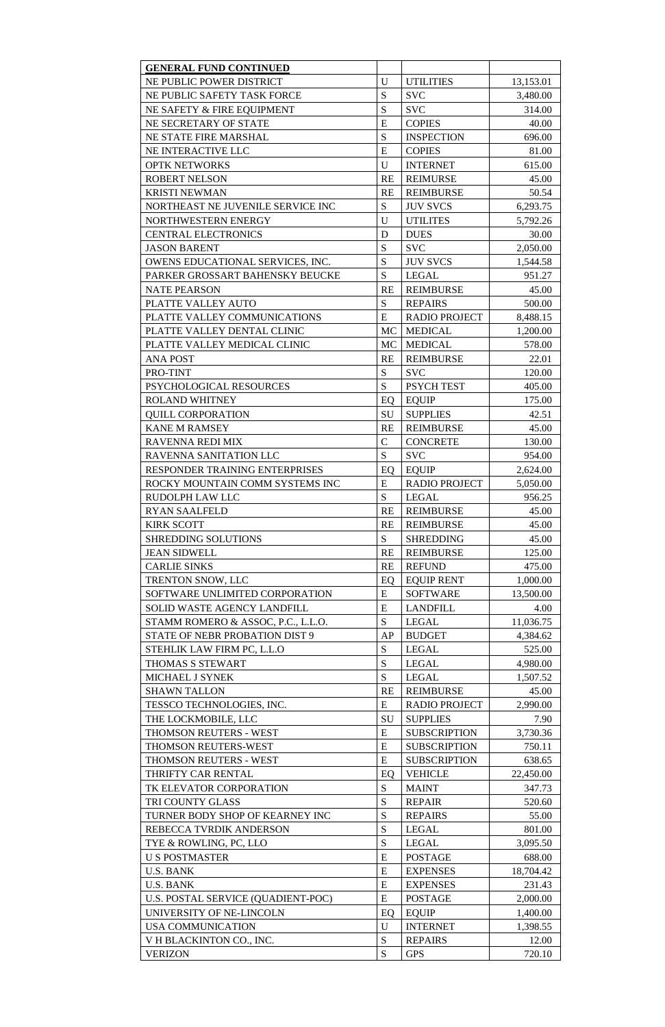| GENERAL FUND CONTINUED | | | |
|---|---|---|---|
| NE PUBLIC POWER DISTRICT | U | UTILITIES | 13,153.01 |
| NE PUBLIC SAFETY TASK FORCE | S | SVC | 3,480.00 |
| NE SAFETY & FIRE EQUIPMENT | S | SVC | 314.00 |
| NE SECRETARY OF STATE | E | COPIES | 40.00 |
| NE STATE FIRE MARSHAL | S | INSPECTION | 696.00 |
| NE INTERACTIVE LLC | E | COPIES | 81.00 |
| OPTK NETWORKS | U | INTERNET | 615.00 |
| ROBERT NELSON | RE | REIMURSE | 45.00 |
| KRISTI NEWMAN | RE | REIMBURSE | 50.54 |
| NORTHEAST NE JUVENILE SERVICE INC | S | JUV SVCS | 6,293.75 |
| NORTHWESTERN ENERGY | U | UTILITES | 5,792.26 |
| CENTRAL ELECTRONICS | D | DUES | 30.00 |
| JASON BARENT | S | SVC | 2,050.00 |
| OWENS EDUCATIONAL SERVICES, INC. | S | JUV SVCS | 1,544.58 |
| PARKER GROSSART BAHENSKY BEUCKE | S | LEGAL | 951.27 |
| NATE PEARSON | RE | REIMBURSE | 45.00 |
| PLATTE VALLEY AUTO | S | REPAIRS | 500.00 |
| PLATTE VALLEY COMMUNICATIONS | E | RADIO PROJECT | 8,488.15 |
| PLATTE VALLEY DENTAL CLINIC | MC | MEDICAL | 1,200.00 |
| PLATTE VALLEY MEDICAL CLINIC | MC | MEDICAL | 578.00 |
| ANA POST | RE | REIMBURSE | 22.01 |
| PRO-TINT | S | SVC | 120.00 |
| PSYCHOLOGICAL RESOURCES | S | PSYCH TEST | 405.00 |
| ROLAND WHITNEY | EQ | EQUIP | 175.00 |
| QUILL CORPORATION | SU | SUPPLIES | 42.51 |
| KANE M RAMSEY | RE | REIMBURSE | 45.00 |
| RAVENNA REDI MIX | C | CONCRETE | 130.00 |
| RAVENNA SANITATION LLC | S | SVC | 954.00 |
| RESPONDER TRAINING ENTERPRISES | EQ | EQUIP | 2,624.00 |
| ROCKY MOUNTAIN COMM SYSTEMS INC | E | RADIO PROJECT | 5,050.00 |
| RUDOLPH LAW LLC | S | LEGAL | 956.25 |
| RYAN SAALFELD | RE | REIMBURSE | 45.00 |
| KIRK SCOTT | RE | REIMBURSE | 45.00 |
| SHREDDING SOLUTIONS | S | SHREDDING | 45.00 |
| JEAN SIDWELL | RE | REIMBURSE | 125.00 |
| CARLIE SINKS | RE | REFUND | 475.00 |
| TRENTON SNOW, LLC | EQ | EQUIP RENT | 1,000.00 |
| SOFTWARE UNLIMITED CORPORATION | E | SOFTWARE | 13,500.00 |
| SOLID WASTE AGENCY LANDFILL | E | LANDFILL | 4.00 |
| STAMM ROMERO & ASSOC, P.C., L.L.O. | S | LEGAL | 11,036.75 |
| STATE OF NEBR PROBATION DIST 9 | AP | BUDGET | 4,384.62 |
| STEHLIK LAW FIRM PC, L.L.O | S | LEGAL | 525.00 |
| THOMAS S STEWART | S | LEGAL | 4,980.00 |
| MICHAEL J SYNEK | S | LEGAL | 1,507.52 |
| SHAWN TALLON | RE | REIMBURSE | 45.00 |
| TESSCO TECHNOLOGIES, INC. | E | RADIO PROJECT | 2,990.00 |
| THE LOCKMOBILE, LLC | SU | SUPPLIES | 7.90 |
| THOMSON REUTERS - WEST | E | SUBSCRIPTION | 3,730.36 |
| THOMSON REUTERS-WEST | E | SUBSCRIPTION | 750.11 |
| THOMSON REUTERS - WEST | E | SUBSCRIPTION | 638.65 |
| THRIFTY CAR RENTAL | EQ | VEHICLE | 22,450.00 |
| TK ELEVATOR CORPORATION | S | MAINT | 347.73 |
| TRI COUNTY GLASS | S | REPAIR | 520.60 |
| TURNER BODY SHOP OF KEARNEY INC | S | REPAIRS | 55.00 |
| REBECCA TVRDIK ANDERSON | S | LEGAL | 801.00 |
| TYE & ROWLING, PC, LLO | S | LEGAL | 3,095.50 |
| U S POSTMASTER | E | POSTAGE | 688.00 |
| U.S. BANK | E | EXPENSES | 18,704.42 |
| U.S. BANK | E | EXPENSES | 231.43 |
| U.S. POSTAL SERVICE (QUADIENT-POC) | E | POSTAGE | 2,000.00 |
| UNIVERSITY OF NE-LINCOLN | EQ | EQUIP | 1,400.00 |
| USA COMMUNICATION | U | INTERNET | 1,398.55 |
| V H BLACKINTON CO., INC. | S | REPAIRS | 12.00 |
| VERIZON | S | GPS | 720.10 |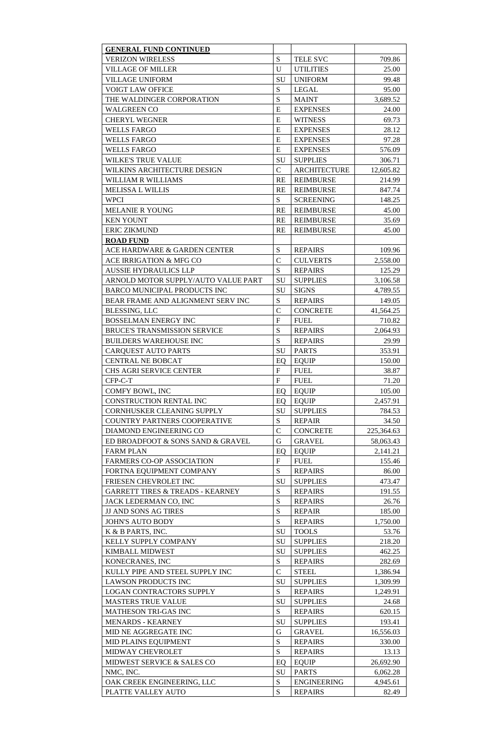| **GENERAL FUND CONTINUED** | | | |
|---|---|---|---|
| VERIZON WIRELESS | S | TELE SVC | 709.86 |
| VILLAGE OF MILLER | U | UTILITIES | 25.00 |
| VILLAGE UNIFORM | SU | UNIFORM | 99.48 |
| VOIGT LAW OFFICE | S | LEGAL | 95.00 |
| THE WALDINGER CORPORATION | S | MAINT | 3,689.52 |
| WALGREEN CO | E | EXPENSES | 24.00 |
| CHERYL WEGNER | E | WITNESS | 69.73 |
| WELLS FARGO | E | EXPENSES | 28.12 |
| WELLS FARGO | E | EXPENSES | 97.28 |
| WELLS FARGO | E | EXPENSES | 576.09 |
| WILKE'S TRUE VALUE | SU | SUPPLIES | 306.71 |
| WILKINS ARCHITECTURE DESIGN | C | ARCHITECTURE | 12,605.82 |
| WILLIAM R WILLIAMS | RE | REIMBURSE | 214.99 |
| MELISSA L WILLIS | RE | REIMBURSE | 847.74 |
| WPCI | S | SCREENING | 148.25 |
| MELANIE R YOUNG | RE | REIMBURSE | 45.00 |
| KEN YOUNT | RE | REIMBURSE | 35.69 |
| ERIC ZIKMUND | RE | REIMBURSE | 45.00 |
| **ROAD FUND** | | | |
| ACE HARDWARE & GARDEN CENTER | S | REPAIRS | 109.96 |
| ACE IRRIGATION & MFG CO | C | CULVERTS | 2,558.00 |
| AUSSIE HYDRAULICS LLP | S | REPAIRS | 125.29 |
| ARNOLD MOTOR SUPPLY/AUTO VALUE PART | SU | SUPPLIES | 3,106.58 |
| BARCO MUNICIPAL PRODUCTS INC | SU | SIGNS | 4,789.55 |
| BEAR FRAME AND ALIGNMENT SERV INC | S | REPAIRS | 149.05 |
| BLESSING, LLC | C | CONCRETE | 41,564.25 |
| BOSSELMAN ENERGY INC | F | FUEL | 710.82 |
| BRUCE'S TRANSMISSION SERVICE | S | REPAIRS | 2,064.93 |
| BUILDERS WAREHOUSE INC | S | REPAIRS | 29.99 |
| CARQUEST AUTO PARTS | SU | PARTS | 353.91 |
| CENTRAL NE BOBCAT | EQ | EQUIP | 150.00 |
| CHS AGRI SERVICE CENTER | F | FUEL | 38.87 |
| CFP-C-T | F | FUEL | 71.20 |
| COMFY BOWL, INC | EQ | EQUIP | 105.00 |
| CONSTRUCTION RENTAL INC | EQ | EQUIP | 2,457.91 |
| CORNHUSKER CLEANING SUPPLY | SU | SUPPLIES | 784.53 |
| COUNTRY PARTNERS COOPERATIVE | S | REPAIR | 34.50 |
| DIAMOND ENGINEERING CO | C | CONCRETE | 225,364.63 |
| ED BROADFOOT & SONS SAND & GRAVEL | G | GRAVEL | 58,063.43 |
| FARM PLAN | EQ | EQUIP | 2,141.21 |
| FARMERS CO-OP ASSOCIATION | F | FUEL | 155.46 |
| FORTNA EQUIPMENT COMPANY | S | REPAIRS | 86.00 |
| FRIESEN CHEVROLET INC | SU | SUPPLIES | 473.47 |
| GARRETT TIRES & TREADS - KEARNEY | S | REPAIRS | 191.55 |
| JACK LEDERMAN CO, INC | S | REPAIRS | 26.76 |
| JJ AND SONS AG TIRES | S | REPAIR | 185.00 |
| JOHN'S AUTO BODY | S | REPAIRS | 1,750.00 |
| K & B PARTS, INC. | SU | TOOLS | 53.76 |
| KELLY SUPPLY COMPANY | SU | SUPPLIES | 218.20 |
| KIMBALL MIDWEST | SU | SUPPLIES | 462.25 |
| KONECRANES, INC | S | REPAIRS | 282.69 |
| KULLY PIPE AND STEEL SUPPLY INC | C | STEEL | 1,386.94 |
| LAWSON PRODUCTS INC | SU | SUPPLIES | 1,309.99 |
| LOGAN CONTRACTORS SUPPLY | S | REPAIRS | 1,249.91 |
| MASTERS TRUE VALUE | SU | SUPPLIES | 24.68 |
| MATHESON TRI-GAS INC | S | REPAIRS | 620.15 |
| MENARDS - KEARNEY | SU | SUPPLIES | 193.41 |
| MID NE AGGREGATE INC | G | GRAVEL | 16,556.03 |
| MID PLAINS EQUIPMENT | S | REPAIRS | 330.00 |
| MIDWAY CHEVROLET | S | REPAIRS | 13.13 |
| MIDWEST SERVICE & SALES CO | EQ | EQUIP | 26,692.90 |
| NMC, INC. | SU | PARTS | 6,062.28 |
| OAK CREEK ENGINEERING, LLC | S | ENGINEERING | 4,945.61 |
| PLATTE VALLEY AUTO | S | REPAIRS | 82.49 |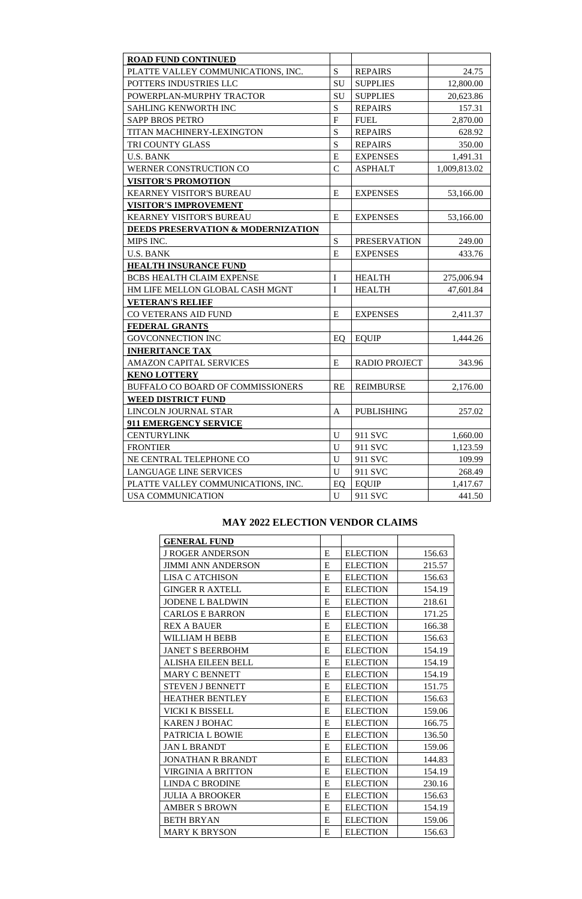| **ROAD FUND CONTINUED** | | | |
|---|---|---|---|
| PLATTE VALLEY COMMUNICATIONS, INC. | S | REPAIRS | 24.75 |
| POTTERS INDUSTRIES LLC | SU | SUPPLIES | 12,800.00 |
| POWERPLAN-MURPHY TRACTOR | SU | SUPPLIES | 20,623.86 |
| SAHLING KENWORTH INC | S | REPAIRS | 157.31 |
| SAPP BROS PETRO | F | FUEL | 2,870.00 |
| TITAN MACHINERY-LEXINGTON | S | REPAIRS | 628.92 |
| TRI COUNTY GLASS | S | REPAIRS | 350.00 |
| U.S. BANK | E | EXPENSES | 1,491.31 |
| WERNER CONSTRUCTION CO | C | ASPHALT | 1,009,813.02 |
| **VISITOR'S PROMOTION** | | | |
| KEARNEY VISITOR'S BUREAU | E | EXPENSES | 53,166.00 |
| **VISITOR'S IMPROVEMENT** | | | |
| KEARNEY VISITOR'S BUREAU | E | EXPENSES | 53,166.00 |
| **DEEDS PRESERVATION & MODERNIZATION** | | | |
| MIPS INC. | S | PRESERVATION | 249.00 |
| U.S. BANK | E | EXPENSES | 433.76 |
| **HEALTH INSURANCE FUND** | | | |
| BCBS HEALTH CLAIM EXPENSE | I | HEALTH | 275,006.94 |
| HM LIFE MELLON GLOBAL CASH MGNT | I | HEALTH | 47,601.84 |
| **VETERAN'S RELIEF** | | | |
| CO VETERANS AID FUND | E | EXPENSES | 2,411.37 |
| **FEDERAL GRANTS** | | | |
| GOVCONNECTION INC | EQ | EQUIP | 1,444.26 |
| **INHERITANCE TAX** | | | |
| AMAZON CAPITAL SERVICES | E | RADIO PROJECT | 343.96 |
| **KENO LOTTERY** | | | |
| BUFFALO CO BOARD OF COMMISSIONERS | RE | REIMBURSE | 2,176.00 |
| **WEED DISTRICT FUND** | | | |
| LINCOLN JOURNAL STAR | A | PUBLISHING | 257.02 |
| **911 EMERGENCY SERVICE** | | | |
| CENTURYLINK | U | 911 SVC | 1,660.00 |
| FRONTIER | U | 911 SVC | 1,123.59 |
| NE CENTRAL TELEPHONE CO | U | 911 SVC | 109.99 |
| LANGUAGE LINE SERVICES | U | 911 SVC | 268.49 |
| PLATTE VALLEY COMMUNICATIONS, INC. | EQ | EQUIP | 1,417.67 |
| USA COMMUNICATION | U | 911 SVC | 441.50 |

## MAY 2022 ELECTION VENDOR CLAIMS

| **GENERAL FUND** | | | |
|---|---|---|---|
| J ROGER ANDERSON | E | ELECTION | 156.63 |
| JIMMI ANN ANDERSON | E | ELECTION | 215.57 |
| LISA C ATCHISON | E | ELECTION | 156.63 |
| GINGER R AXTELL | E | ELECTION | 154.19 |
| JODENE L BALDWIN | E | ELECTION | 218.61 |
| CARLOS E BARRON | E | ELECTION | 171.25 |
| REX A BAUER | E | ELECTION | 166.38 |
| WILLIAM H BEBB | E | ELECTION | 156.63 |
| JANET S BEERBOHM | E | ELECTION | 154.19 |
| ALISHA EILEEN BELL | E | ELECTION | 154.19 |
| MARY C BENNETT | E | ELECTION | 154.19 |
| STEVEN J BENNETT | E | ELECTION | 151.75 |
| HEATHER BENTLEY | E | ELECTION | 156.63 |
| VICKI K BISSELL | E | ELECTION | 159.06 |
| KAREN J BOHAC | E | ELECTION | 166.75 |
| PATRICIA L BOWIE | E | ELECTION | 136.50 |
| JAN L BRANDT | E | ELECTION | 159.06 |
| JONATHAN R BRANDT | E | ELECTION | 144.83 |
| VIRGINIA A BRITTON | E | ELECTION | 154.19 |
| LINDA C BRODINE | E | ELECTION | 230.16 |
| JULIA A BROOKER | E | ELECTION | 156.63 |
| AMBER S BROWN | E | ELECTION | 154.19 |
| BETH BRYAN | E | ELECTION | 159.06 |
| MARY K BRYSON | E | ELECTION | 156.63 |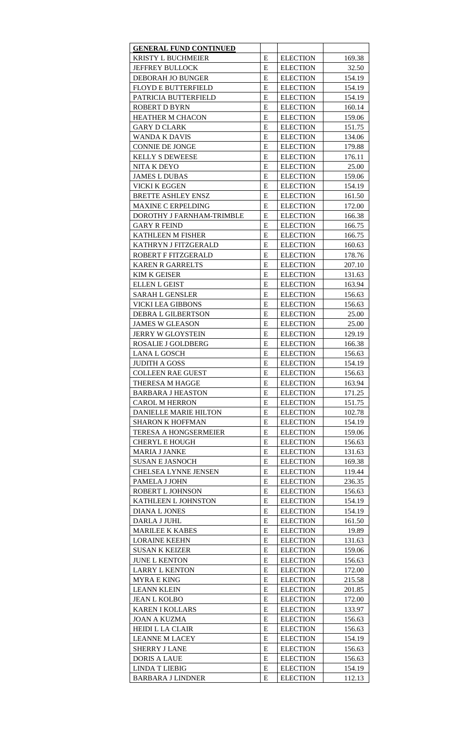| **GENERAL FUND CONTINUED** | | | |
|---|---|---|---|
| KRISTY L BUCHMEIER | E | ELECTION | 169.38 |
| JEFFREY BULLOCK | E | ELECTION | 32.50 |
| DEBORAH JO BUNGER | E | ELECTION | 154.19 |
| FLOYD E BUTTERFIELD | E | ELECTION | 154.19 |
| PATRICIA BUTTERFIELD | E | ELECTION | 154.19 |
| ROBERT D BYRN | E | ELECTION | 160.14 |
| HEATHER M CHACON | E | ELECTION | 159.06 |
| GARY D CLARK | E | ELECTION | 151.75 |
| WANDA K DAVIS | E | ELECTION | 134.06 |
| CONNIE DE JONGE | E | ELECTION | 179.88 |
| KELLY S DEWEESE | E | ELECTION | 176.11 |
| NITA K DEYO | E | ELECTION | 25.00 |
| JAMES L DUBAS | E | ELECTION | 159.06 |
| VICKI K EGGEN | E | ELECTION | 154.19 |
| BRETTE ASHLEY ENSZ | E | ELECTION | 161.50 |
| MAXINE C ERPELDING | E | ELECTION | 172.00 |
| DOROTHY J FARNHAM-TRIMBLE | E | ELECTION | 166.38 |
| GARY R FEIND | E | ELECTION | 166.75 |
| KATHLEEN M FISHER | E | ELECTION | 166.75 |
| KATHRYN J FITZGERALD | E | ELECTION | 160.63 |
| ROBERT F FITZGERALD | E | ELECTION | 178.76 |
| KAREN R GARRELTS | E | ELECTION | 207.10 |
| KIM K GEISER | E | ELECTION | 131.63 |
| ELLEN L GEIST | E | ELECTION | 163.94 |
| SARAH L GENSLER | E | ELECTION | 156.63 |
| VICKI LEA GIBBONS | E | ELECTION | 156.63 |
| DEBRA L GILBERTSON | E | ELECTION | 25.00 |
| JAMES W GLEASON | E | ELECTION | 25.00 |
| JERRY W GLOYSTEIN | E | ELECTION | 129.19 |
| ROSALIE J GOLDBERG | E | ELECTION | 166.38 |
| LANA L GOSCH | E | ELECTION | 156.63 |
| JUDITH A GOSS | E | ELECTION | 154.19 |
| COLLEEN RAE GUEST | E | ELECTION | 156.63 |
| THERESA M HAGGE | E | ELECTION | 163.94 |
| BARBARA J HEASTON | E | ELECTION | 171.25 |
| CAROL M HERRON | E | ELECTION | 151.75 |
| DANIELLE MARIE HILTON | E | ELECTION | 102.78 |
| SHARON K HOFFMAN | E | ELECTION | 154.19 |
| TERESA A HONGSERMEIER | E | ELECTION | 159.06 |
| CHERYL E HOUGH | E | ELECTION | 156.63 |
| MARIA J JANKE | E | ELECTION | 131.63 |
| SUSAN E JASNOCH | E | ELECTION | 169.38 |
| CHELSEA LYNNE JENSEN | E | ELECTION | 119.44 |
| PAMELA J JOHN | E | ELECTION | 236.35 |
| ROBERT L JOHNSON | E | ELECTION | 156.63 |
| KATHLEEN L JOHNSTON | E | ELECTION | 154.19 |
| DIANA L JONES | E | ELECTION | 154.19 |
| DARLA J JUHL | E | ELECTION | 161.50 |
| MARILEE K KABES | E | ELECTION | 19.89 |
| LORAINE KEEHN | E | ELECTION | 131.63 |
| SUSAN K KEIZER | E | ELECTION | 159.06 |
| JUNE L KENTON | E | ELECTION | 156.63 |
| LARRY L KENTON | E | ELECTION | 172.00 |
| MYRA E KING | E | ELECTION | 215.58 |
| LEANN KLEIN | E | ELECTION | 201.85 |
| JEAN L KOLBO | E | ELECTION | 172.00 |
| KAREN I KOLLARS | E | ELECTION | 133.97 |
| JOAN A KUZMA | E | ELECTION | 156.63 |
| HEIDI L LA CLAIR | E | ELECTION | 156.63 |
| LEANNE M LACEY | E | ELECTION | 154.19 |
| SHERRY J LANE | E | ELECTION | 156.63 |
| DORIS A LAUE | E | ELECTION | 156.63 |
| LINDA T LIEBIG | E | ELECTION | 154.19 |
| BARBARA J LINDNER | E | ELECTION | 112.13 |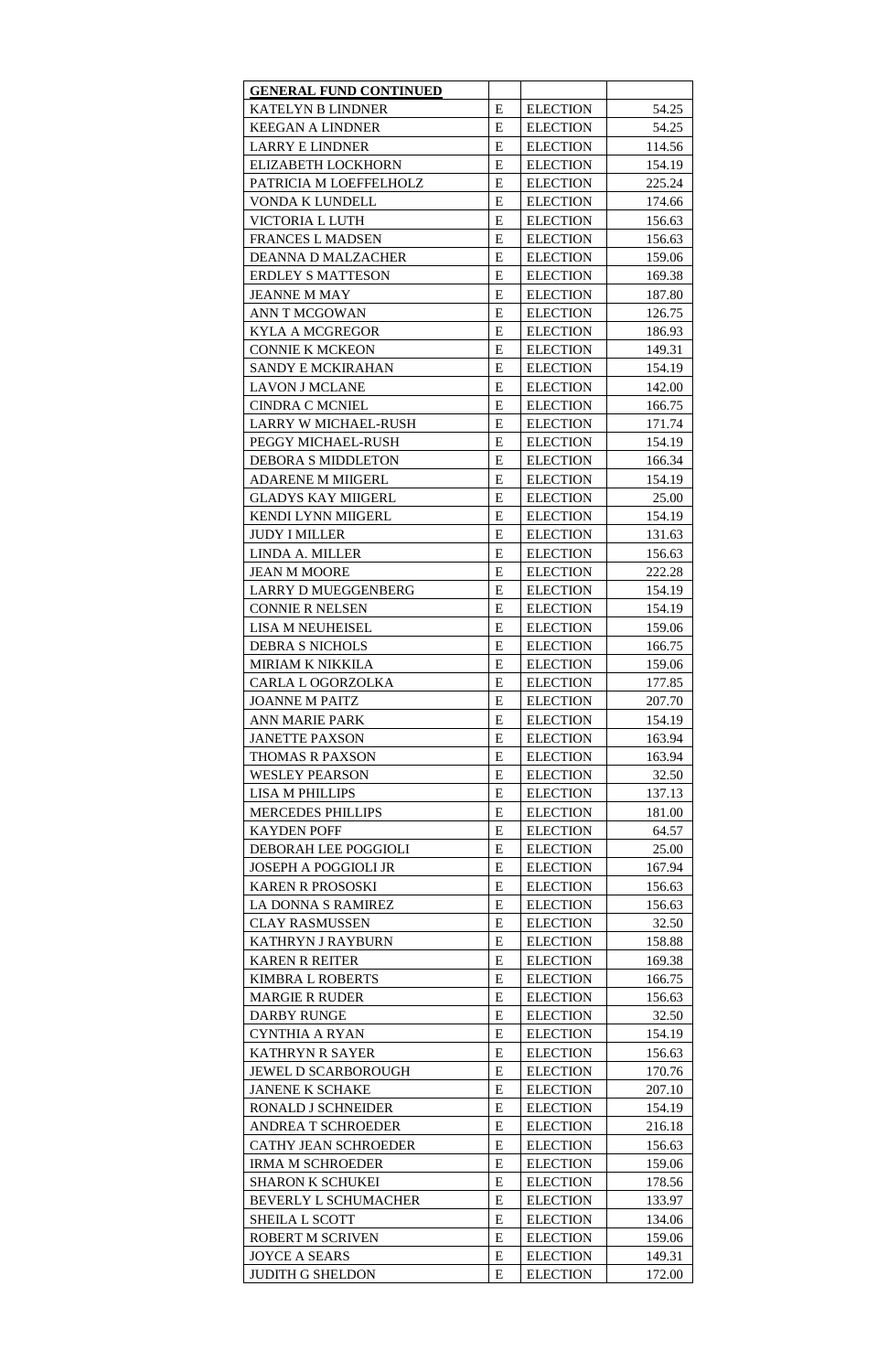| GENERAL FUND CONTINUED | | | |
|---|---|---|---|
| KATELYN B LINDNER | E | ELECTION | 54.25 |
| KEEGAN A LINDNER | E | ELECTION | 54.25 |
| LARRY E LINDNER | E | ELECTION | 114.56 |
| ELIZABETH LOCKHORN | E | ELECTION | 154.19 |
| PATRICIA M LOEFFELHOLZ | E | ELECTION | 225.24 |
| VONDA K LUNDELL | E | ELECTION | 174.66 |
| VICTORIA L LUTH | E | ELECTION | 156.63 |
| FRANCES L MADSEN | E | ELECTION | 156.63 |
| DEANNA D MALZACHER | E | ELECTION | 159.06 |
| ERDLEY S MATTESON | E | ELECTION | 169.38 |
| JEANNE M MAY | E | ELECTION | 187.80 |
| ANN T MCGOWAN | E | ELECTION | 126.75 |
| KYLA A MCGREGOR | E | ELECTION | 186.93 |
| CONNIE K MCKEON | E | ELECTION | 149.31 |
| SANDY E MCKIRAHAN | E | ELECTION | 154.19 |
| LAVON J MCLANE | E | ELECTION | 142.00 |
| CINDRA C MCNIEL | E | ELECTION | 166.75 |
| LARRY W MICHAEL-RUSH | E | ELECTION | 171.74 |
| PEGGY MICHAEL-RUSH | E | ELECTION | 154.19 |
| DEBORA S MIDDLETON | E | ELECTION | 166.34 |
| ADARENE M MIIGERL | E | ELECTION | 154.19 |
| GLADYS KAY MIIGERL | E | ELECTION | 25.00 |
| KENDI LYNN MIIGERL | E | ELECTION | 154.19 |
| JUDY I MILLER | E | ELECTION | 131.63 |
| LINDA A. MILLER | E | ELECTION | 156.63 |
| JEAN M MOORE | E | ELECTION | 222.28 |
| LARRY D MUEGGENBERG | E | ELECTION | 154.19 |
| CONNIE R NELSEN | E | ELECTION | 154.19 |
| LISA M NEUHEISEL | E | ELECTION | 159.06 |
| DEBRA S NICHOLS | E | ELECTION | 166.75 |
| MIRIAM K NIKKILA | E | ELECTION | 159.06 |
| CARLA L OGORZOLKA | E | ELECTION | 177.85 |
| JOANNE M PAITZ | E | ELECTION | 207.70 |
| ANN MARIE PARK | E | ELECTION | 154.19 |
| JANETTE PAXSON | E | ELECTION | 163.94 |
| THOMAS R PAXSON | E | ELECTION | 163.94 |
| WESLEY PEARSON | E | ELECTION | 32.50 |
| LISA M PHILLIPS | E | ELECTION | 137.13 |
| MERCEDES PHILLIPS | E | ELECTION | 181.00 |
| KAYDEN POFF | E | ELECTION | 64.57 |
| DEBORAH LEE POGGIOLI | E | ELECTION | 25.00 |
| JOSEPH A POGGIOLI JR | E | ELECTION | 167.94 |
| KAREN R PROSOSKI | E | ELECTION | 156.63 |
| LA DONNA S RAMIREZ | E | ELECTION | 156.63 |
| CLAY RASMUSSEN | E | ELECTION | 32.50 |
| KATHRYN J RAYBURN | E | ELECTION | 158.88 |
| KAREN R REITER | E | ELECTION | 169.38 |
| KIMBRA L ROBERTS | E | ELECTION | 166.75 |
| MARGIE R RUDER | E | ELECTION | 156.63 |
| DARBY RUNGE | E | ELECTION | 32.50 |
| CYNTHIA A RYAN | E | ELECTION | 154.19 |
| KATHRYN R SAYER | E | ELECTION | 156.63 |
| JEWEL D SCARBOROUGH | E | ELECTION | 170.76 |
| JANENE K SCHAKE | E | ELECTION | 207.10 |
| RONALD J SCHNEIDER | E | ELECTION | 154.19 |
| ANDREA T SCHROEDER | E | ELECTION | 216.18 |
| CATHY JEAN SCHROEDER | E | ELECTION | 156.63 |
| IRMA M SCHROEDER | E | ELECTION | 159.06 |
| SHARON K SCHUKEI | E | ELECTION | 178.56 |
| BEVERLY L SCHUMACHER | E | ELECTION | 133.97 |
| SHEILA L SCOTT | E | ELECTION | 134.06 |
| ROBERT M SCRIVEN | E | ELECTION | 159.06 |
| JOYCE A SEARS | E | ELECTION | 149.31 |
| JUDITH G SHELDON | E | ELECTION | 172.00 |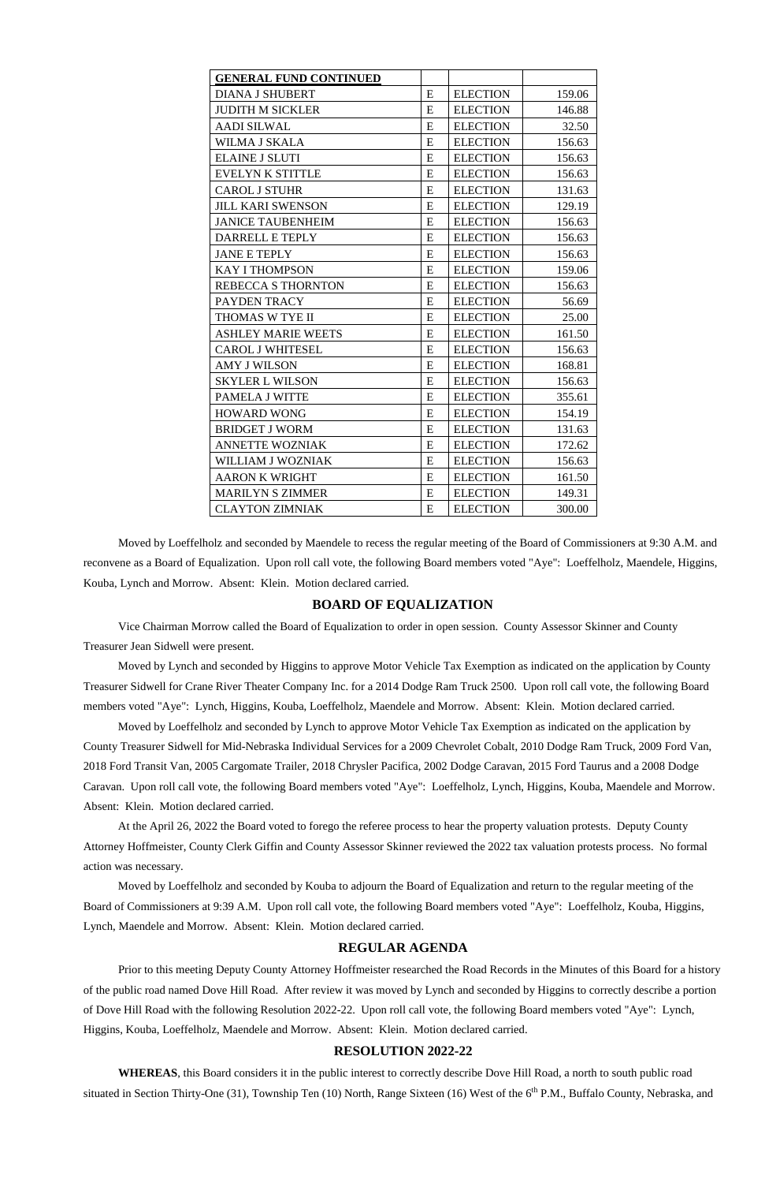| GENERAL FUND CONTINUED | | | |
|---|---|---|---|
| DIANA J SHUBERT | E | ELECTION | 159.06 |
| JUDITH M SICKLER | E | ELECTION | 146.88 |
| AADI SILWAL | E | ELECTION | 32.50 |
| WILMA J SKALA | E | ELECTION | 156.63 |
| ELAINE J SLUTI | E | ELECTION | 156.63 |
| EVELYN K STITTLE | E | ELECTION | 156.63 |
| CAROL J STUHR | E | ELECTION | 131.63 |
| JILL KARI SWENSON | E | ELECTION | 129.19 |
| JANICE TAUBENHEIM | E | ELECTION | 156.63 |
| DARRELL E TEPLY | E | ELECTION | 156.63 |
| JANE E TEPLY | E | ELECTION | 156.63 |
| KAY I THOMPSON | E | ELECTION | 159.06 |
| REBECCA S THORNTON | E | ELECTION | 156.63 |
| PAYDEN TRACY | E | ELECTION | 56.69 |
| THOMAS W TYE II | E | ELECTION | 25.00 |
| ASHLEY MARIE WEETS | E | ELECTION | 161.50 |
| CAROL J WHITESEL | E | ELECTION | 156.63 |
| AMY J WILSON | E | ELECTION | 168.81 |
| SKYLER L WILSON | E | ELECTION | 156.63 |
| PAMELA J WITTE | E | ELECTION | 355.61 |
| HOWARD WONG | E | ELECTION | 154.19 |
| BRIDGET J WORM | E | ELECTION | 131.63 |
| ANNETTE WOZNIAK | E | ELECTION | 172.62 |
| WILLIAM J WOZNIAK | E | ELECTION | 156.63 |
| AARON K WRIGHT | E | ELECTION | 161.50 |
| MARILYN S ZIMMER | E | ELECTION | 149.31 |
| CLAYTON ZIMNIAK | E | ELECTION | 300.00 |

Moved by Loeffelholz and seconded by Maendele to recess the regular meeting of the Board of Commissioners at 9:30 A.M. and reconvene as a Board of Equalization. Upon roll call vote, the following Board members voted "Aye": Loeffelholz, Maendele, Higgins, Kouba, Lynch and Morrow. Absent: Klein. Motion declared carried.

## BOARD OF EQUALIZATION

Vice Chairman Morrow called the Board of Equalization to order in open session. County Assessor Skinner and County Treasurer Jean Sidwell were present.

Moved by Lynch and seconded by Higgins to approve Motor Vehicle Tax Exemption as indicated on the application by County Treasurer Sidwell for Crane River Theater Company Inc. for a 2014 Dodge Ram Truck 2500. Upon roll call vote, the following Board members voted "Aye": Lynch, Higgins, Kouba, Loeffelholz, Maendele and Morrow. Absent: Klein. Motion declared carried.

Moved by Loeffelholz and seconded by Lynch to approve Motor Vehicle Tax Exemption as indicated on the application by County Treasurer Sidwell for Mid-Nebraska Individual Services for a 2009 Chevrolet Cobalt, 2010 Dodge Ram Truck, 2009 Ford Van, 2018 Ford Transit Van, 2005 Cargomate Trailer, 2018 Chrysler Pacifica, 2002 Dodge Caravan, 2015 Ford Taurus and a 2008 Dodge Caravan. Upon roll call vote, the following Board members voted "Aye": Loeffelholz, Lynch, Higgins, Kouba, Maendele and Morrow. Absent: Klein. Motion declared carried.

At the April 26, 2022 the Board voted to forego the referee process to hear the property valuation protests. Deputy County Attorney Hoffmeister, County Clerk Giffin and County Assessor Skinner reviewed the 2022 tax valuation protests process. No formal action was necessary.

Moved by Loeffelholz and seconded by Kouba to adjourn the Board of Equalization and return to the regular meeting of the Board of Commissioners at 9:39 A.M. Upon roll call vote, the following Board members voted "Aye": Loeffelholz, Kouba, Higgins, Lynch, Maendele and Morrow. Absent: Klein. Motion declared carried.

## REGULAR AGENDA

Prior to this meeting Deputy County Attorney Hoffmeister researched the Road Records in the Minutes of this Board for a history of the public road named Dove Hill Road. After review it was moved by Lynch and seconded by Higgins to correctly describe a portion of Dove Hill Road with the following Resolution 2022-22. Upon roll call vote, the following Board members voted "Aye": Lynch, Higgins, Kouba, Loeffelholz, Maendele and Morrow. Absent: Klein. Motion declared carried.

## RESOLUTION 2022-22

**WHEREAS**, this Board considers it in the public interest to correctly describe Dove Hill Road, a north to south public road situated in Section Thirty-One (31), Township Ten (10) North, Range Sixteen (16) West of the 6th P.M., Buffalo County, Nebraska, and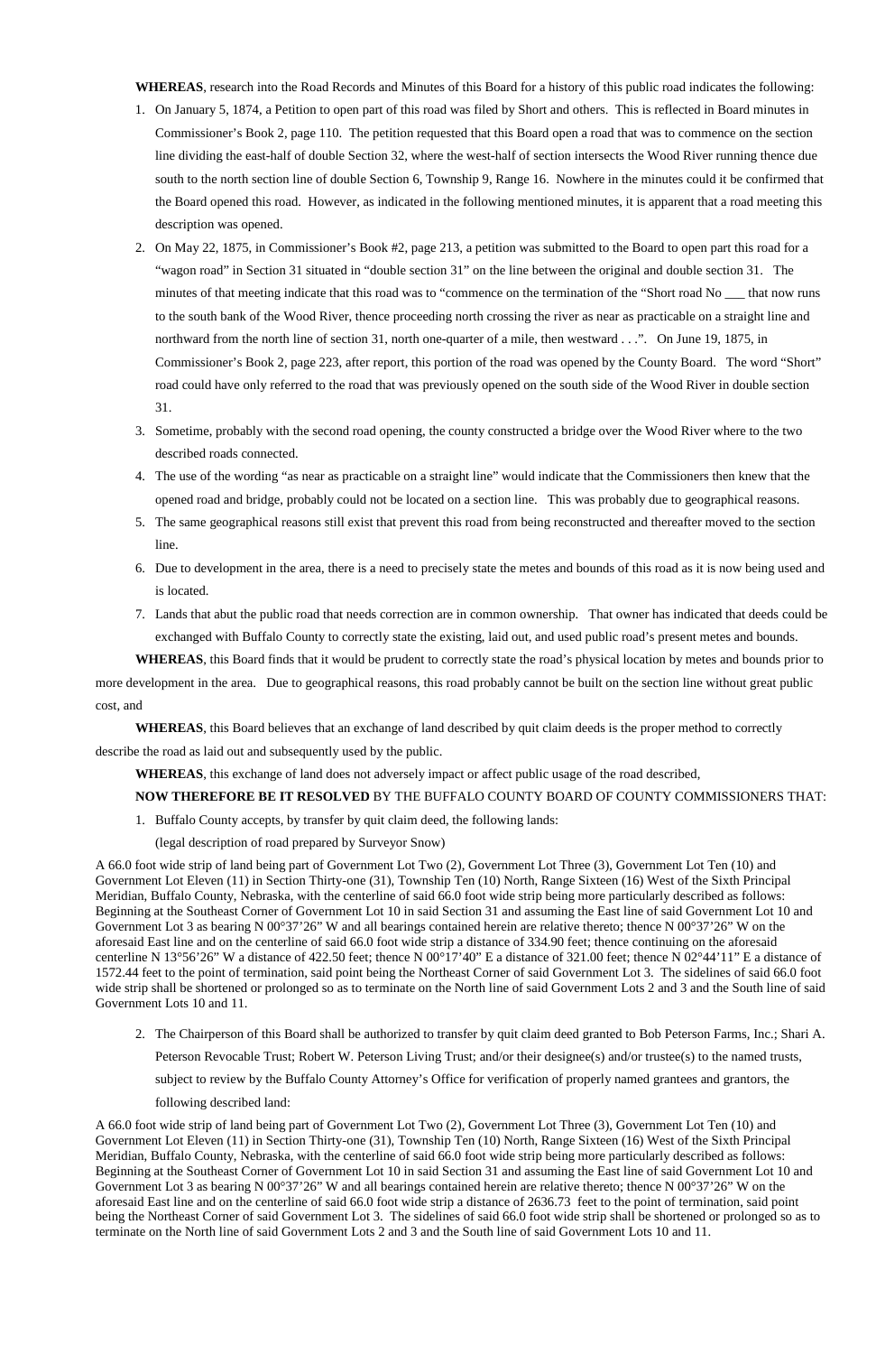**WHEREAS**, research into the Road Records and Minutes of this Board for a history of this public road indicates the following:

1. On January 5, 1874, a Petition to open part of this road was filed by Short and others. This is reflected in Board minutes in Commissioner's Book 2, page 110. The petition requested that this Board open a road that was to commence on the section line dividing the east-half of double Section 32, where the west-half of section intersects the Wood River running thence due south to the north section line of double Section 6, Township 9, Range 16. Nowhere in the minutes could it be confirmed that the Board opened this road. However, as indicated in the following mentioned minutes, it is apparent that a road meeting this description was opened.
2. On May 22, 1875, in Commissioner's Book #2, page 213, a petition was submitted to the Board to open part this road for a "wagon road" in Section 31 situated in "double section 31" on the line between the original and double section 31. The minutes of that meeting indicate that this road was to "commence on the termination of the "Short road No ___ that now runs to the south bank of the Wood River, thence proceeding north crossing the river as near as practicable on a straight line and northward from the north line of section 31, north one-quarter of a mile, then westward . . .". On June 19, 1875, in Commissioner's Book 2, page 223, after report, this portion of the road was opened by the County Board. The word "Short" road could have only referred to the road that was previously opened on the south side of the Wood River in double section 31.
3. Sometime, probably with the second road opening, the county constructed a bridge over the Wood River where to the two described roads connected.
4. The use of the wording "as near as practicable on a straight line" would indicate that the Commissioners then knew that the opened road and bridge, probably could not be located on a section line. This was probably due to geographical reasons.
5. The same geographical reasons still exist that prevent this road from being reconstructed and thereafter moved to the section line.
6. Due to development in the area, there is a need to precisely state the metes and bounds of this road as it is now being used and is located.
7. Lands that abut the public road that needs correction are in common ownership. That owner has indicated that deeds could be exchanged with Buffalo County to correctly state the existing, laid out, and used public road's present metes and bounds.

**WHEREAS**, this Board finds that it would be prudent to correctly state the road's physical location by metes and bounds prior to more development in the area. Due to geographical reasons, this road probably cannot be built on the section line without great public cost, and

**WHEREAS**, this Board believes that an exchange of land described by quit claim deeds is the proper method to correctly describe the road as laid out and subsequently used by the public.

**WHEREAS**, this exchange of land does not adversely impact or affect public usage of the road described,

**NOW THEREFORE BE IT RESOLVED** BY THE BUFFALO COUNTY BOARD OF COUNTY COMMISSIONERS THAT:

1. Buffalo County accepts, by transfer by quit claim deed, the following lands:

   (legal description of road prepared by Surveyor Snow)

A 66.0 foot wide strip of land being part of Government Lot Two (2), Government Lot Three (3), Government Lot Ten (10) and Government Lot Eleven (11) in Section Thirty-one (31), Township Ten (10) North, Range Sixteen (16) West of the Sixth Principal Meridian, Buffalo County, Nebraska, with the centerline of said 66.0 foot wide strip being more particularly described as follows: Beginning at the Southeast Corner of Government Lot 10 in said Section 31 and assuming the East line of said Government Lot 10 and Government Lot 3 as bearing N 00°37'26" W and all bearings contained herein are relative thereto; thence N 00°37'26" W on the aforesaid East line and on the centerline of said 66.0 foot wide strip a distance of 334.90 feet; thence continuing on the aforesaid centerline N 13°56'26" W a distance of 422.50 feet; thence N 00°17'40" E a distance of 321.00 feet; thence N 02°44'11" E a distance of 1572.44 feet to the point of termination, said point being the Northeast Corner of said Government Lot 3. The sidelines of said 66.0 foot wide strip shall be shortened or prolonged so as to terminate on the North line of said Government Lots 2 and 3 and the South line of said Government Lots 10 and 11.

2. The Chairperson of this Board shall be authorized to transfer by quit claim deed granted to Bob Peterson Farms, Inc.; Shari A. Peterson Revocable Trust; Robert W. Peterson Living Trust; and/or their designee(s) and/or trustee(s) to the named trusts, subject to review by the Buffalo County Attorney's Office for verification of properly named grantees and grantors, the following described land:

A 66.0 foot wide strip of land being part of Government Lot Two (2), Government Lot Three (3), Government Lot Ten (10) and Government Lot Eleven (11) in Section Thirty-one (31), Township Ten (10) North, Range Sixteen (16) West of the Sixth Principal Meridian, Buffalo County, Nebraska, with the centerline of said 66.0 foot wide strip being more particularly described as follows: Beginning at the Southeast Corner of Government Lot 10 in said Section 31 and assuming the East line of said Government Lot 10 and Government Lot 3 as bearing N 00°37'26" W and all bearings contained herein are relative thereto; thence N 00°37'26" W on the aforesaid East line and on the centerline of said 66.0 foot wide strip a distance of 2636.73 feet to the point of termination, said point being the Northeast Corner of said Government Lot 3. The sidelines of said 66.0 foot wide strip shall be shortened or prolonged so as to terminate on the North line of said Government Lots 2 and 3 and the South line of said Government Lots 10 and 11.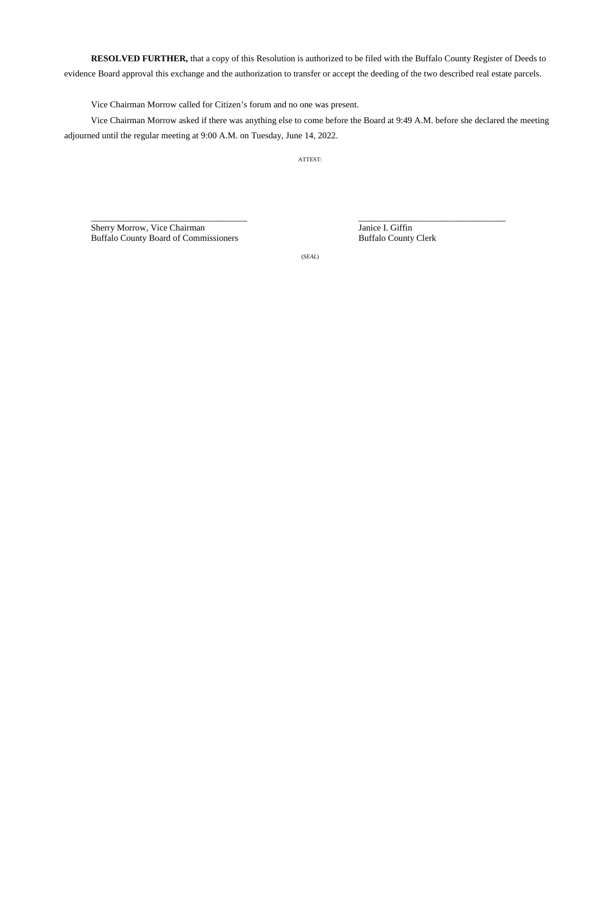**RESOLVED FURTHER,** that a copy of this Resolution is authorized to be filed with the Buffalo County Register of Deeds to evidence Board approval this exchange and the authorization to transfer or accept the deeding of the two described real estate parcels.

Vice Chairman Morrow called for Citizen's forum and no one was present.

Vice Chairman Morrow asked if there was anything else to come before the Board at 9:49 A.M. before she declared the meeting adjourned until the regular meeting at 9:00 A.M. on Tuesday, June 14, 2022.

ATTEST:

| | |
|---|---|
| Sherry Morrow, Vice Chairman | Janice I. Giffin |
| Buffalo County Board of Commissioners | Buffalo County Clerk |

(*SEAL*)